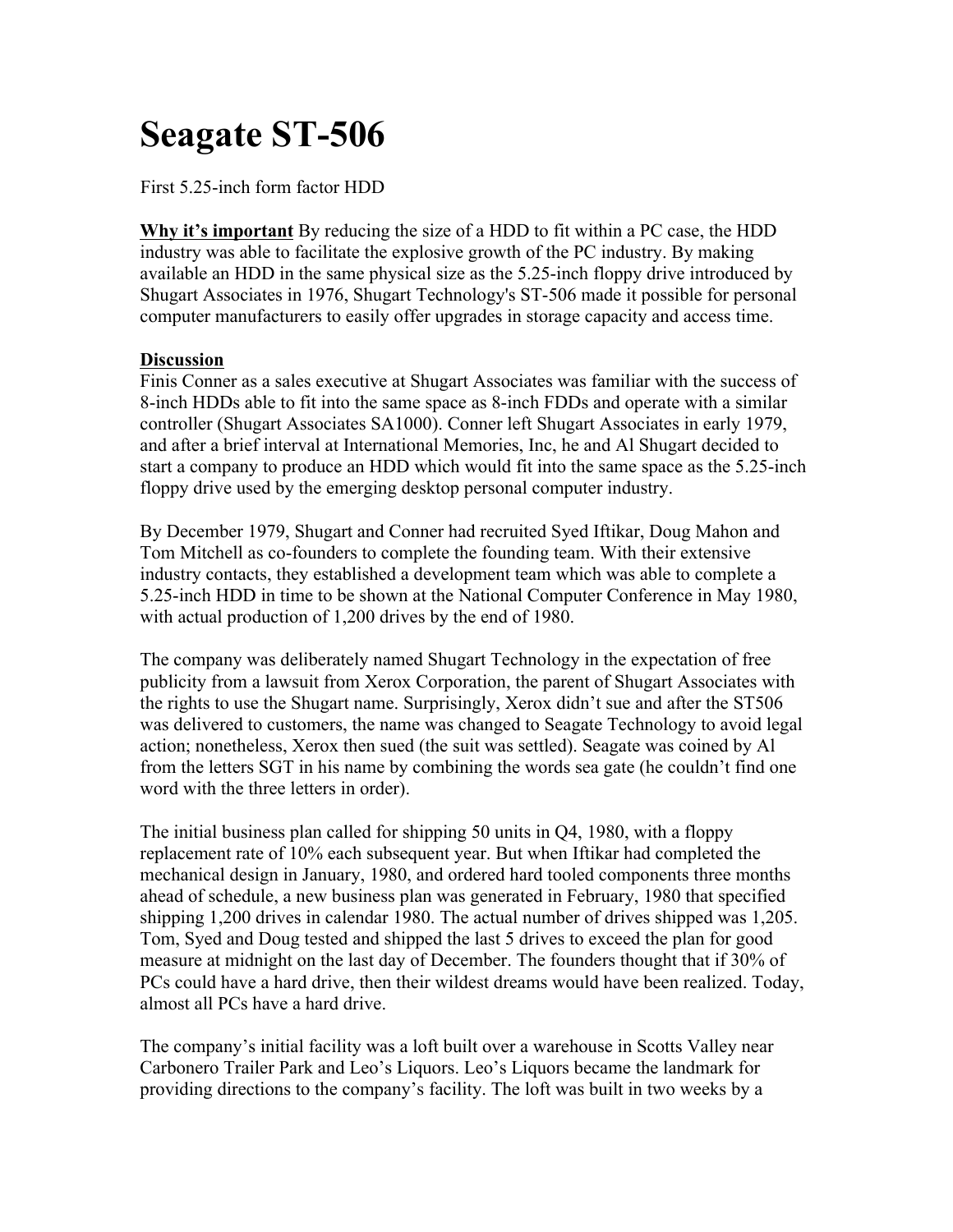# Seagate ST-506

First 5.25-inch form factor HDD

**Why it's important** By reducing the size of a HDD to fit within a PC case, the HDD industry was able to facilitate the explosive growth of the PC industry. By making available an HDD in the same physical size as the 5.25-inch floppy drive introduced by Shugart Associates in 1976, Shugart Technology's ST-506 made it possible for personal computer manufacturers to easily offer upgrades in storage capacity and access time.

**Discussion**

Finis Conner as a sales executive at Shugart Associates was familiar with the success of 8-inch HDDs able to fit into the same space as 8-inch FDDs and operate with a similar controller (Shugart Associates SA1000). Conner left Shugart Associates in early 1979, and after a brief interval at International Memories, Inc, he and Al Shugart decided to start a company to produce an HDD which would fit into the same space as the 5.25-inch floppy drive used by the emerging desktop personal computer industry.

By December 1979, Shugart and Conner had recruited Syed Iftikar, Doug Mahon and Tom Mitchell as co-founders to complete the founding team. With their extensive industry contacts, they established a development team which was able to complete a 5.25-inch HDD in time to be shown at the National Computer Conference in May 1980, with actual production of 1,200 drives by the end of 1980.

The company was deliberately named Shugart Technology in the expectation of free publicity from a lawsuit from Xerox Corporation, the parent of Shugart Associates with the rights to use the Shugart name. Surprisingly, Xerox didn't sue and after the ST506 was delivered to customers, the name was changed to Seagate Technology to avoid legal action; nonetheless, Xerox then sued (the suit was settled). Seagate was coined by Al from the letters SGT in his name by combining the words sea gate (he couldn't find one word with the three letters in order).

The initial business plan called for shipping 50 units in Q4, 1980, with a floppy replacement rate of 10% each subsequent year. But when Iftikar had completed the mechanical design in January, 1980, and ordered hard tooled components three months ahead of schedule, a new business plan was generated in February, 1980 that specified shipping 1,200 drives in calendar 1980. The actual number of drives shipped was 1,205. Tom, Syed and Doug tested and shipped the last 5 drives to exceed the plan for good measure at midnight on the last day of December. The founders thought that if 30% of PCs could have a hard drive, then their wildest dreams would have been realized. Today, almost all PCs have a hard drive.

The company's initial facility was a loft built over a warehouse in Scotts Valley near Carbonero Trailer Park and Leo's Liquors. Leo's Liquors became the landmark for providing directions to the company's facility. The loft was built in two weeks by a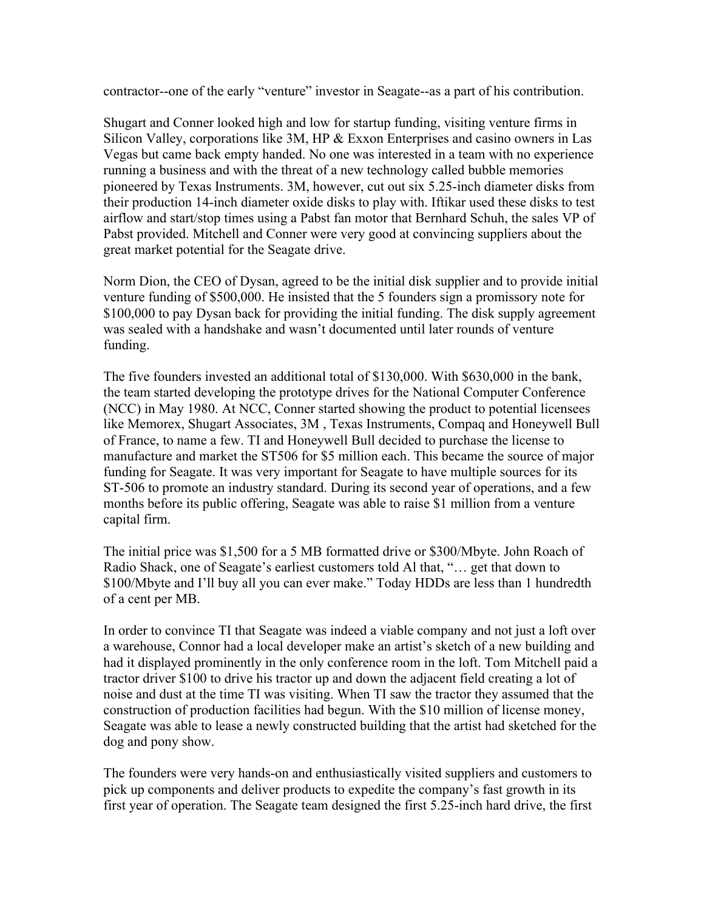contractor--one of the early "venture" investor in Seagate--as a part of his contribution.

Shugart and Conner looked high and low for startup funding, visiting venture firms in Silicon Valley, corporations like 3M, HP & Exxon Enterprises and casino owners in Las Vegas but came back empty handed. No one was interested in a team with no experience running a business and with the threat of a new technology called bubble memories pioneered by Texas Instruments. 3M, however, cut out six 5.25-inch diameter disks from their production 14-inch diameter oxide disks to play with. Iftikar used these disks to test airflow and start/stop times using a Pabst fan motor that Bernhard Schuh, the sales VP of Pabst provided. Mitchell and Conner were very good at convincing suppliers about the great market potential for the Seagate drive.

Norm Dion, the CEO of Dysan, agreed to be the initial disk supplier and to provide initial venture funding of $500,000. He insisted that the 5 founders sign a promissory note for $100,000 to pay Dysan back for providing the initial funding. The disk supply agreement was sealed with a handshake and wasn't documented until later rounds of venture funding.

The five founders invested an additional total of $130,000. With $630,000 in the bank, the team started developing the prototype drives for the National Computer Conference (NCC) in May 1980. At NCC, Conner started showing the product to potential licensees like Memorex, Shugart Associates, 3M , Texas Instruments, Compaq and Honeywell Bull of France, to name a few. TI and Honeywell Bull decided to purchase the license to manufacture and market the ST506 for $5 million each. This became the source of major funding for Seagate. It was very important for Seagate to have multiple sources for its ST-506 to promote an industry standard. During its second year of operations, and a few months before its public offering, Seagate was able to raise $1 million from a venture capital firm.

The initial price was $1,500 for a 5 MB formatted drive or $300/Mbyte. John Roach of Radio Shack, one of Seagate's earliest customers told Al that, "… get that down to $100/Mbyte and I'll buy all you can ever make." Today HDDs are less than 1 hundredth of a cent per MB.

In order to convince TI that Seagate was indeed a viable company and not just a loft over a warehouse, Connor had a local developer make an artist's sketch of a new building and had it displayed prominently in the only conference room in the loft. Tom Mitchell paid a tractor driver $100 to drive his tractor up and down the adjacent field creating a lot of noise and dust at the time TI was visiting. When TI saw the tractor they assumed that the construction of production facilities had begun. With the $10 million of license money, Seagate was able to lease a newly constructed building that the artist had sketched for the dog and pony show.

The founders were very hands-on and enthusiastically visited suppliers and customers to pick up components and deliver products to expedite the company's fast growth in its first year of operation. The Seagate team designed the first 5.25-inch hard drive, the first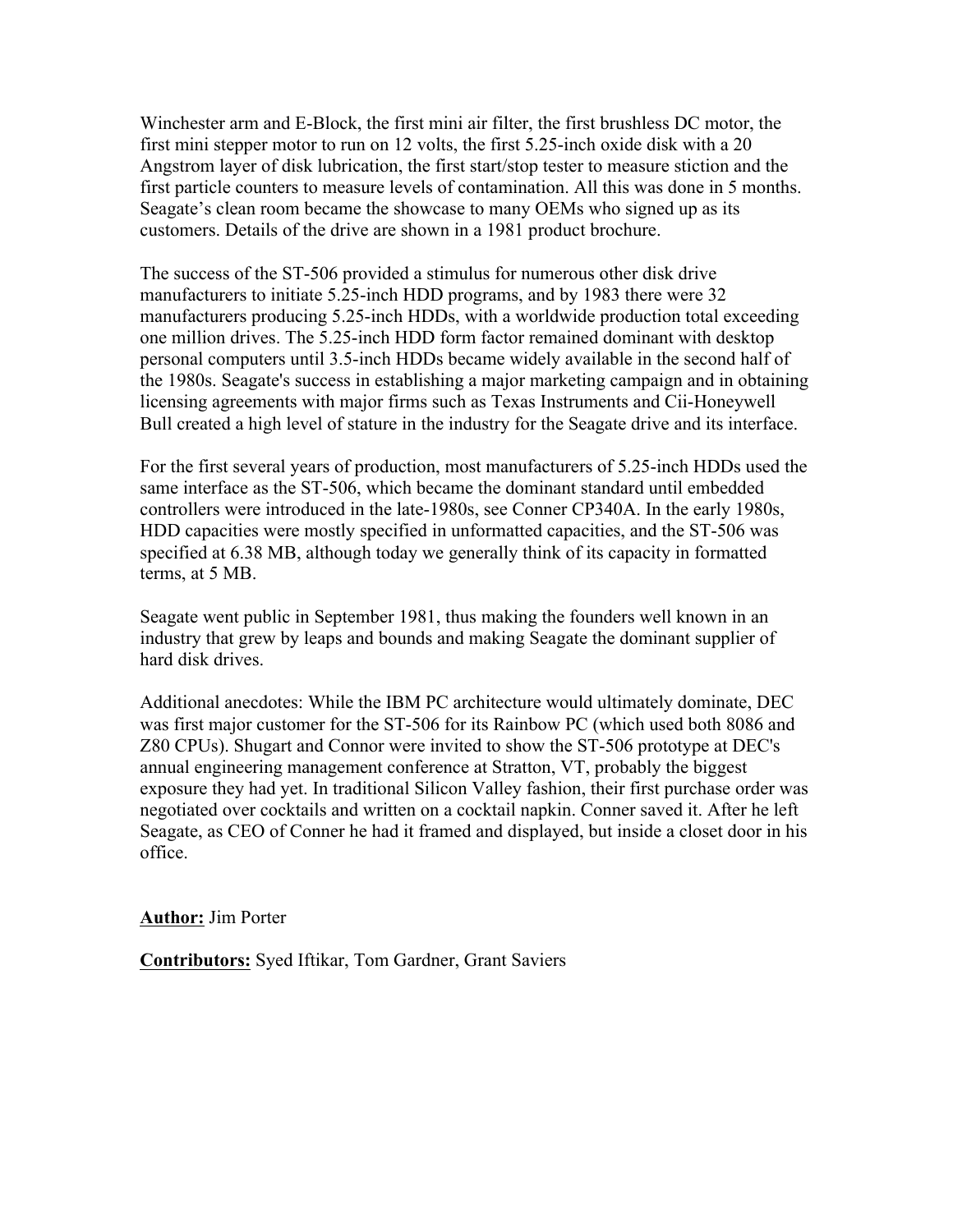Winchester arm and E-Block, the first mini air filter, the first brushless DC motor, the first mini stepper motor to run on 12 volts, the first 5.25-inch oxide disk with a 20 Angstrom layer of disk lubrication, the first start/stop tester to measure stiction and the first particle counters to measure levels of contamination. All this was done in 5 months. Seagate's clean room became the showcase to many OEMs who signed up as its customers. Details of the drive are shown in a 1981 product brochure.

The success of the ST-506 provided a stimulus for numerous other disk drive manufacturers to initiate 5.25-inch HDD programs, and by 1983 there were 32 manufacturers producing 5.25-inch HDDs, with a worldwide production total exceeding one million drives. The 5.25-inch HDD form factor remained dominant with desktop personal computers until 3.5-inch HDDs became widely available in the second half of the 1980s. Seagate's success in establishing a major marketing campaign and in obtaining licensing agreements with major firms such as Texas Instruments and Cii-Honeywell Bull created a high level of stature in the industry for the Seagate drive and its interface.

For the first several years of production, most manufacturers of 5.25-inch HDDs used the same interface as the ST-506, which became the dominant standard until embedded controllers were introduced in the late-1980s, see Conner CP340A. In the early 1980s, HDD capacities were mostly specified in unformatted capacities, and the ST-506 was specified at 6.38 MB, although today we generally think of its capacity in formatted terms, at 5 MB.

Seagate went public in September 1981, thus making the founders well known in an industry that grew by leaps and bounds and making Seagate the dominant supplier of hard disk drives.

Additional anecdotes: While the IBM PC architecture would ultimately dominate, DEC was first major customer for the ST-506 for its Rainbow PC (which used both 8086 and Z80 CPUs). Shugart and Connor were invited to show the ST-506 prototype at DEC's annual engineering management conference at Stratton, VT, probably the biggest exposure they had yet. In traditional Silicon Valley fashion, their first purchase order was negotiated over cocktails and written on a cocktail napkin. Conner saved it. After he left Seagate, as CEO of Conner he had it framed and displayed, but inside a closet door in his office.

**Author:** Jim Porter

**Contributors:** Syed Iftikar, Tom Gardner, Grant Saviers